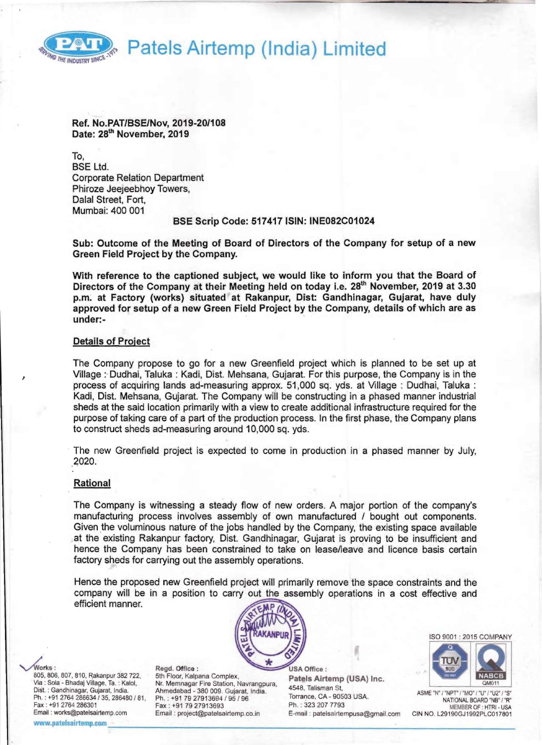# Patels Airtemp (India) Limited

**Ref. No.PAT/BSE/Nov, 2019-20/108**
**Date: 28th November, 2019**

To,
BSE Ltd.
Corporate Relation Department
Phiroze Jeejeebhoy Towers,
Dalal Street, Fort,
Mumbai: 400 001

**BSE Scrip Code: 517417 ISIN: INE082C01024**

**Sub: Outcome of the Meeting of Board of Directors of the Company for setup of a new Green Field Project by the Company.**

**With reference to the captioned subject, we would like to inform you that the Board of Directors of the Company at their Meeting held on today i.e. 28th November, 2019 at 3.30 p.m. at Factory (works) situated at Rakanpur, Dist: Gandhinagar, Gujarat, have duly approved for setup of a new Green Field Project by the Company, details of which are as under:-**

## Details of Project

The Company propose to go for a new Greenfield project which is planned to be set up at Village : Dudhai, Taluka : Kadi, Dist. Mehsana, Gujarat. For this purpose, the Company is in the process of acquiring lands ad-measuring approx. 51,000 sq. yds. at Village : Dudhai, Taluka : Kadi, Dist. Mehsana, Gujarat. The Company will be constructing in a phased manner industrial sheds at the said location primarily with a view to create additional infrastructure required for the purpose of taking care of a part of the production process. In the first phase, the Company plans to construct sheds ad-measuring around 10,000 sq. yds.

The new Greenfield project is expected to come in production in a phased manner by July, 2020.

## Rational

The Company is witnessing a steady flow of new orders. A major portion of the company's manufacturing process involves assembly of own manufactured / bought out components. Given the voluminous nature of the jobs handled by the Company, the existing space available at the existing Rakanpur factory, Dist. Gandhinagar, Gujarat is proving to be insufficient and hence the Company has been constrained to take on lease/leave and licence basis certain factory sheds for carrying out the assembly operations.

Hence the proposed new Greenfield project will primarily remove the space constraints and the company will be in a position to carry out the assembly operations in a cost effective and efficient manner.

Works :
805, 806, 807, 810, Rakanpur 382 722,
Via : Sola - Bhadaj Village, Ta. : Kalol,
Dist. : Gandhinagar, Gujarat, India.
Ph. : +91 2764 286634 / 35, 286480 / 81,
Fax : +91 2764 286301
Email : works@patelsairtemp.com

Regd. Office :
5th Floor, Kalpana Complex,
Nr. Memnagar Fire Station, Navrangpura,
Ahmedabad - 380 009. Gujarat, India.
Ph. : +91 79 27913694 / 95 / 96
Fax : +91 79 27913693
Email : project@patelsairtemp.co.in

USA Office :
Patels Airtemp (USA) Inc.
4548, Talisman St,
Torrance, CA - 90503 USA.
Ph. : 323 207 7793
E-mail : patelsairtempusa@gmail.com

ISO 9001 : 2015 COMPANY
ASME "N" / "NPT" / "MO" / "U" / "U2" / "S"
NATIONAL BOARD "NB" / "R"
MEMBER OF : HTRI - USA
CIN NO. L29190GJ1992PLC017801

www.patelsairtemp.com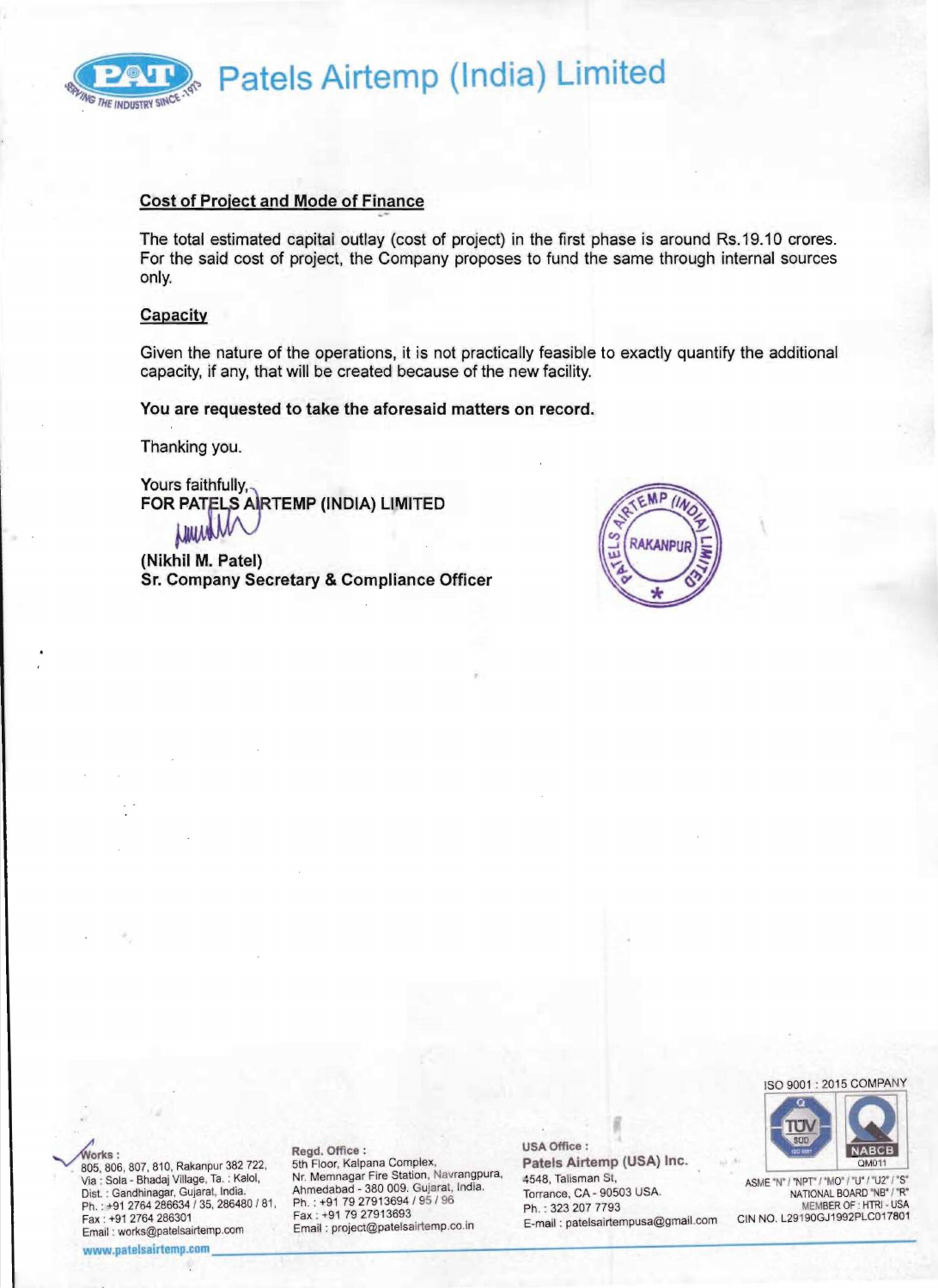**Cost of Project and Mode of Finance**

The total estimated capital outlay (cost of project) in the first phase is around Rs.19.10 crores. For the said cost of project, the Company proposes to fund the same through internal sources only.

**Capacity**

Given the nature of the operations, it is not practically feasible to exactly quantify the additional capacity, if any, that will be created because of the new facility.

**You are requested to take the aforesaid matters on record.**

Thanking you.

Yours faithfully,
**FOR PATELS AIRTEMP (INDIA) LIMITED**

**(Nikhil M. Patel)**
**Sr. Company Secretary & Compliance Officer**